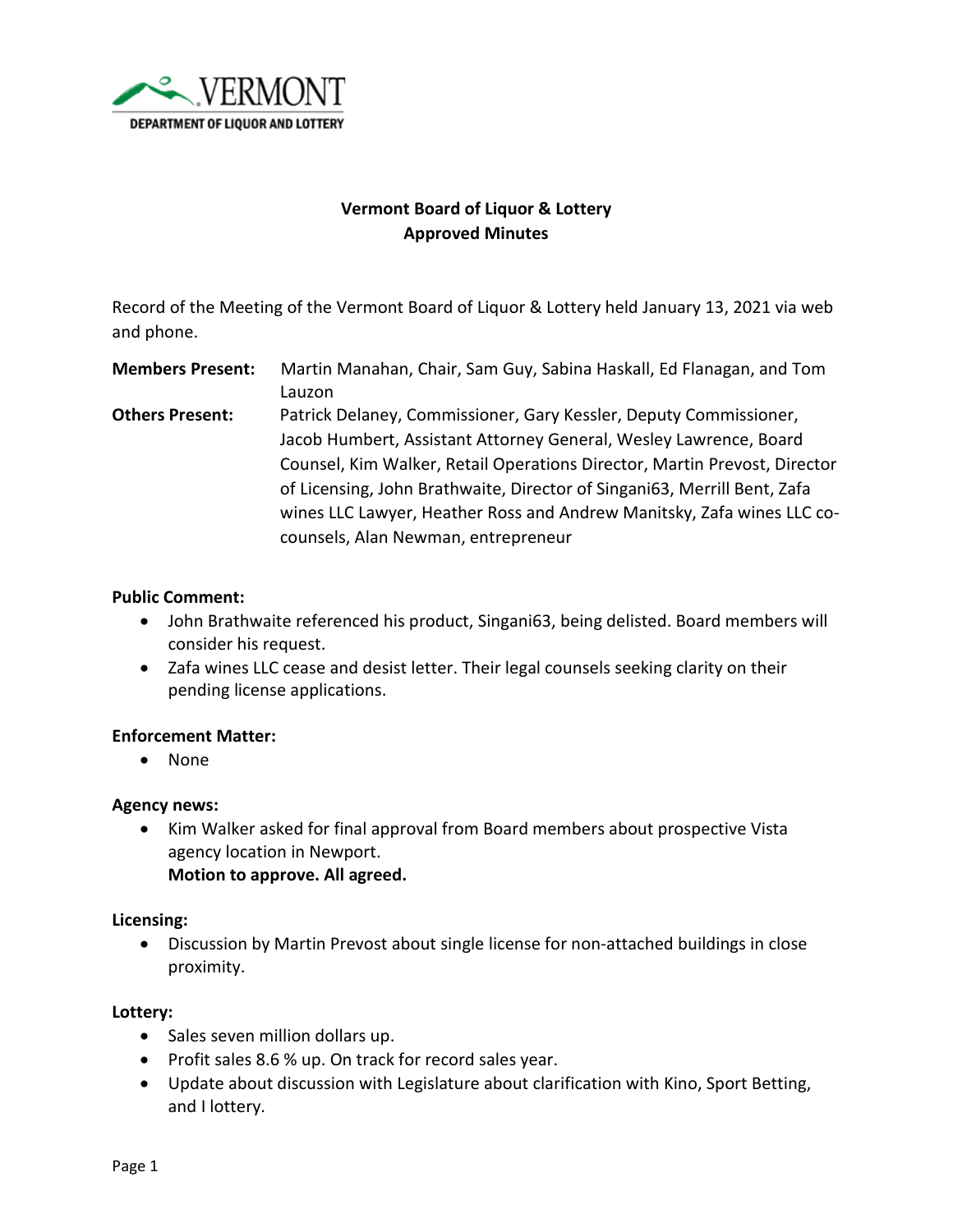VERMONT
DEPARTMENT OF LIQUOR AND LOTTERY

# Vermont Board of Liquor & Lottery
## Approved Minutes

Record of the Meeting of the Vermont Board of Liquor & Lottery held January 13, 2021 via web and phone.

**Members Present:** Martin Manahan, Chair, Sam Guy, Sabina Haskall, Ed Flanagan, and Tom Lauzon

**Others Present:** Patrick Delaney, Commissioner, Gary Kessler, Deputy Commissioner, Jacob Humbert, Assistant Attorney General, Wesley Lawrence, Board Counsel, Kim Walker, Retail Operations Director, Martin Prevost, Director of Licensing, John Brathwaite, Director of Singani63, Merrill Bent, Zafa wines LLC Lawyer, Heather Ross and Andrew Manitsky, Zafa wines LLC co-counsels, Alan Newman, entrepreneur

**Public Comment:**

- John Brathwaite referenced his product, Singani63, being delisted. Board members will consider his request.
- Zafa wines LLC cease and desist letter. Their legal counsels seeking clarity on their pending license applications.

**Enforcement Matter:**

- None

**Agency news:**

- Kim Walker asked for final approval from Board members about prospective Vista agency location in Newport.
  **Motion to approve. All agreed.**

**Licensing:**

- Discussion by Martin Prevost about single license for non-attached buildings in close proximity.

**Lottery:**

- Sales seven million dollars up.
- Profit sales 8.6 % up. On track for record sales year.
- Update about discussion with Legislature about clarification with Kino, Sport Betting, and I lottery.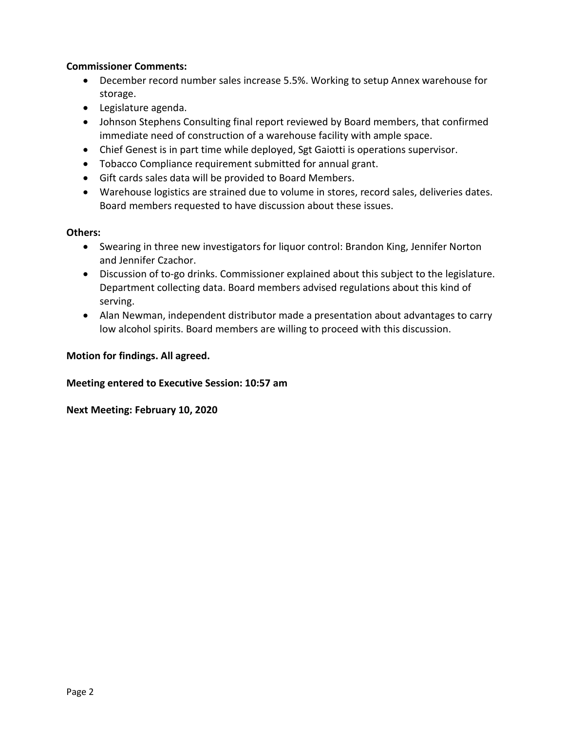**Commissioner Comments:**

- December record number sales increase 5.5%. Working to setup Annex warehouse for storage.
- Legislature agenda.
- Johnson Stephens Consulting final report reviewed by Board members, that confirmed immediate need of construction of a warehouse facility with ample space.
- Chief Genest is in part time while deployed, Sgt Gaiotti is operations supervisor.
- Tobacco Compliance requirement submitted for annual grant.
- Gift cards sales data will be provided to Board Members.
- Warehouse logistics are strained due to volume in stores, record sales, deliveries dates. Board members requested to have discussion about these issues.

**Others:**

- Swearing in three new investigators for liquor control: Brandon King, Jennifer Norton and Jennifer Czachor.
- Discussion of to-go drinks. Commissioner explained about this subject to the legislature. Department collecting data. Board members advised regulations about this kind of serving.
- Alan Newman, independent distributor made a presentation about advantages to carry low alcohol spirits. Board members are willing to proceed with this discussion.

**Motion for findings. All agreed.**

**Meeting entered to Executive Session: 10:57 am**

**Next Meeting: February 10, 2020**